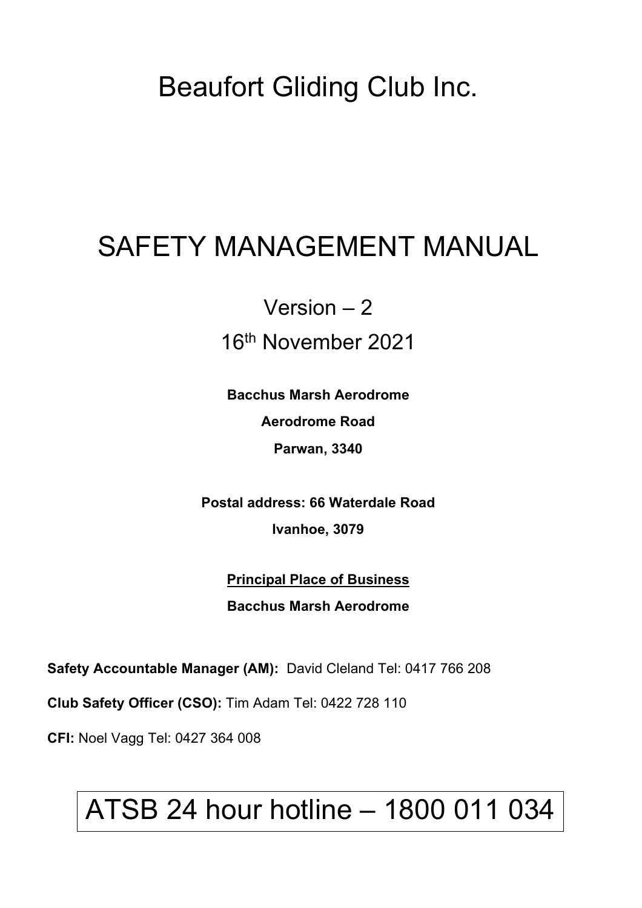# Beaufort Gliding Club Inc.

# SAFETY MANAGEMENT MANUAL

## Version – 2

## 16th November 2021

**Bacchus Marsh Aerodrome**

**Aerodrome Road**

**Parwan, 3340**

**Postal address: 66 Waterdale Road**

**Ivanhoe, 3079**

**Principal Place of Business**

**Bacchus Marsh Aerodrome**

**Safety Accountable Manager (AM):** David Cleland Tel: 0417 766 208

**Club Safety Officer (CSO):** Tim Adam Tel: 0422 728 110

**CFI:** Noel Vagg Tel: 0427 364 008

# ATSB 24 hour hotline – 1800 011 034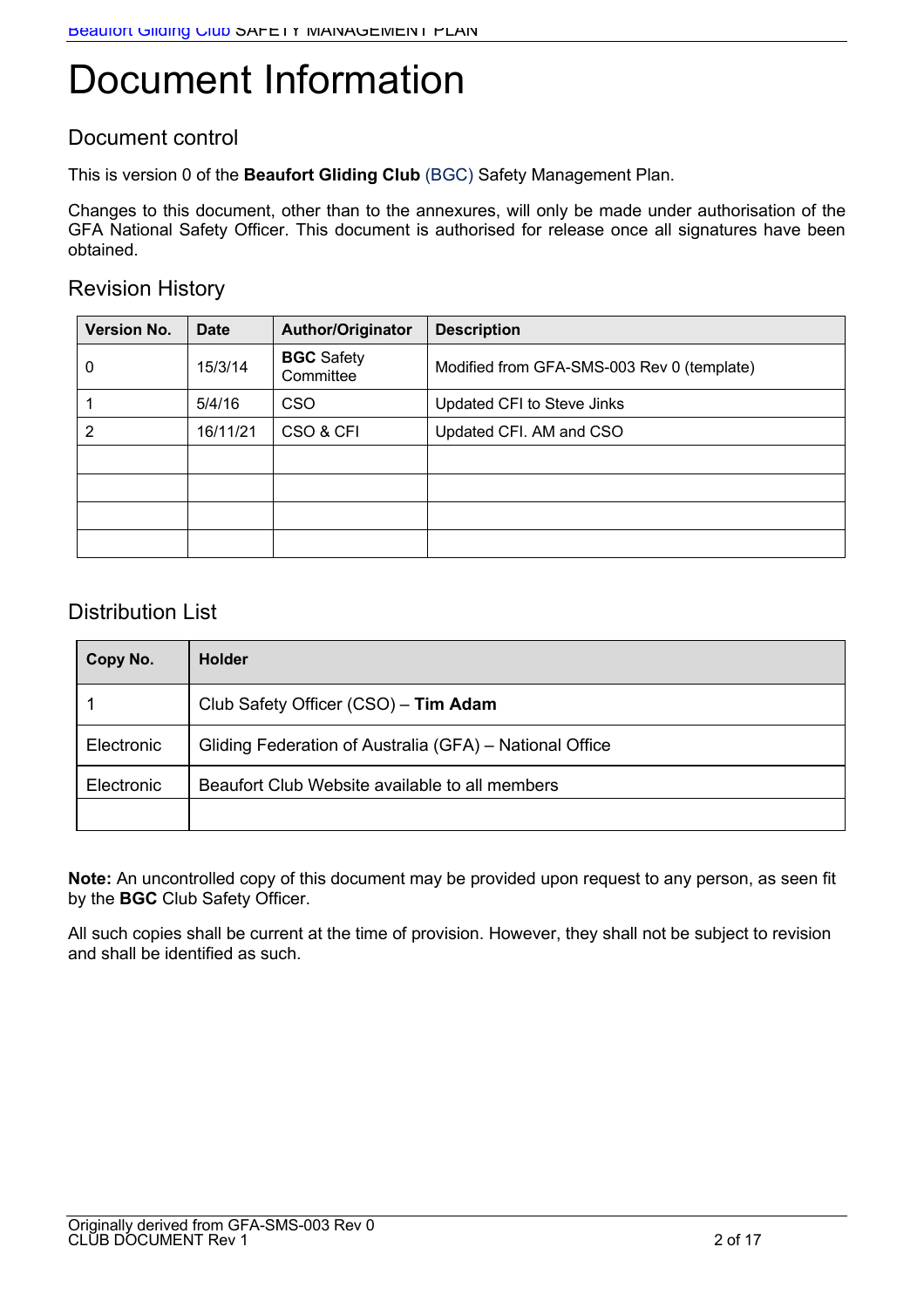# Document Information

## Document control

This is version 0 of the **Beaufort Gliding Club** (BGC) Safety Management Plan.

Changes to this document, other than to the annexures, will only be made under authorisation of the GFA National Safety Officer. This document is authorised for release once all signatures have been obtained.

## Revision History

| Version No. | Date | Author/Originator | Description |
|---|---|---|---|
| 0 | 15/3/14 | **BGC** Safety Committee | Modified from GFA-SMS-003 Rev 0 (template) |
| 1 | 5/4/16 | CSO | Updated CFI to Steve Jinks |
| 2 | 16/11/21 | CSO & CFI | Updated CFI. AM and CSO |
| | | | |
| | | | |
| | | | |
| | | | |

## Distribution List

| Copy No. | Holder |
|---|---|
| 1 | Club Safety Officer (CSO) – **Tim Adam** |
| Electronic | Gliding Federation of Australia (GFA) – National Office |
| Electronic | Beaufort Club Website available to all members |
| | |

**Note:** An uncontrolled copy of this document may be provided upon request to any person, as seen fit by the **BGC** Club Safety Officer.

All such copies shall be current at the time of provision. However, they shall not be subject to revision and shall be identified as such.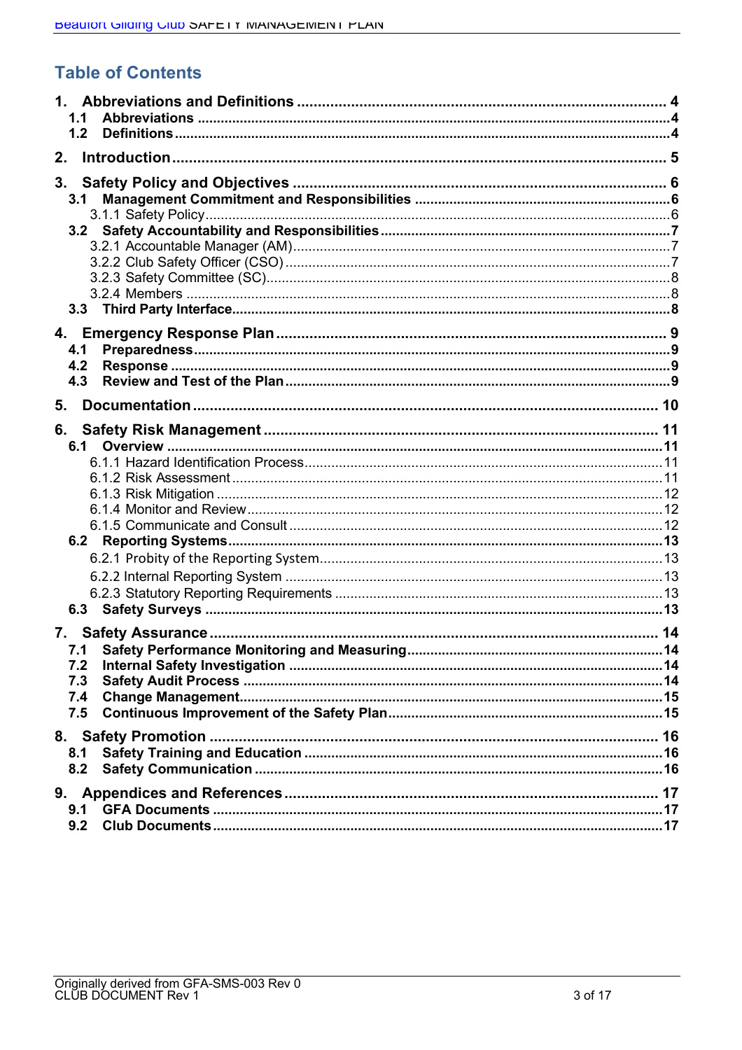# Table of Contents

**1. Abbreviations and Definitions** ..... 4

- **1.1 Abbreviations** ..... 4
- **1.2 Definitions** ..... 4

**2. Introduction** ..... 5

**3. Safety Policy and Objectives** ..... 6

- **3.1 Management Commitment and Responsibilities** ..... 6
  - 3.1.1 Safety Policy ..... 6
- **3.2 Safety Accountability and Responsibilities** ..... 7
  - 3.2.1 Accountable Manager (AM) ..... 7
  - 3.2.2 Club Safety Officer (CSO) ..... 7
  - 3.2.3 Safety Committee (SC) ..... 8
  - 3.2.4 Members ..... 8
- **3.3 Third Party Interface** ..... 8

**4. Emergency Response Plan** ..... 9

- **4.1 Preparedness** ..... 9
- **4.2 Response** ..... 9
- **4.3 Review and Test of the Plan** ..... 9

**5. Documentation** ..... 10

**6. Safety Risk Management** ..... 11

- **6.1 Overview** ..... 11
  - 6.1.1 Hazard Identification Process ..... 11
  - 6.1.2 Risk Assessment ..... 11
  - 6.1.3 Risk Mitigation ..... 12
  - 6.1.4 Monitor and Review ..... 12
  - 6.1.5 Communicate and Consult ..... 12
- **6.2 Reporting Systems** ..... 13
  - 6.2.1 Probity of the Reporting System ..... 13
  - 6.2.2 Internal Reporting System ..... 13
  - 6.2.3 Statutory Reporting Requirements ..... 13
- **6.3 Safety Surveys** ..... 13

**7. Safety Assurance** ..... 14

- **7.1 Safety Performance Monitoring and Measuring** ..... 14
- **7.2 Internal Safety Investigation** ..... 14
- **7.3 Safety Audit Process** ..... 14
- **7.4 Change Management** ..... 15
- **7.5 Continuous Improvement of the Safety Plan** ..... 15

**8. Safety Promotion** ..... 16

- **8.1 Safety Training and Education** ..... 16
- **8.2 Safety Communication** ..... 16

**9. Appendices and References** ..... 17

- **9.1 GFA Documents** ..... 17
- **9.2 Club Documents** ..... 17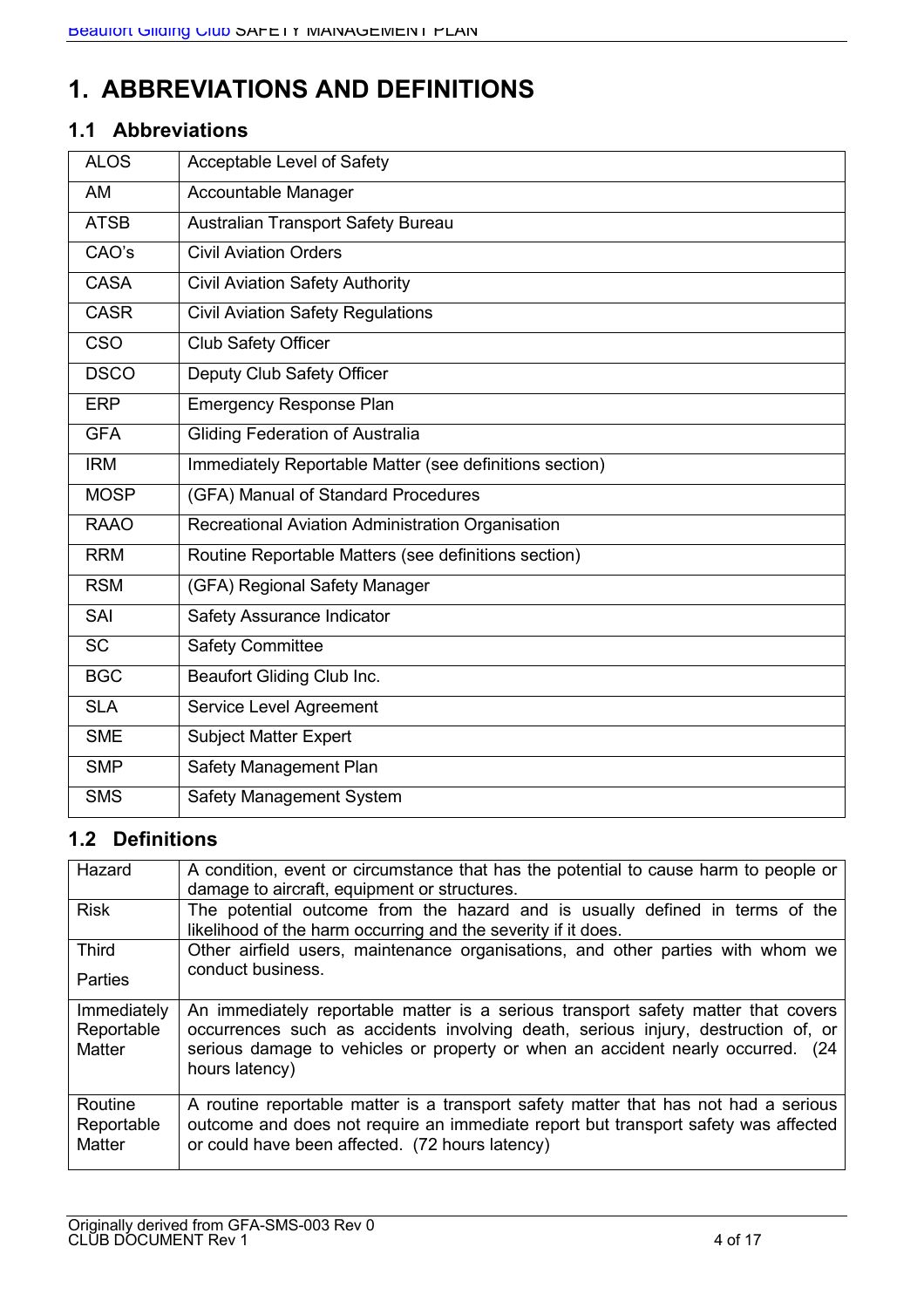# 1. ABBREVIATIONS AND DEFINITIONS

## 1.1 Abbreviations

| | |
|---|---|
| ALOS | Acceptable Level of Safety |
| AM | Accountable Manager |
| ATSB | Australian Transport Safety Bureau |
| CAO's | Civil Aviation Orders |
| CASA | Civil Aviation Safety Authority |
| CASR | Civil Aviation Safety Regulations |
| CSO | Club Safety Officer |
| DSCO | Deputy Club Safety Officer |
| ERP | Emergency Response Plan |
| GFA | Gliding Federation of Australia |
| IRM | Immediately Reportable Matter (see definitions section) |
| MOSP | (GFA) Manual of Standard Procedures |
| RAAO | Recreational Aviation Administration Organisation |
| RRM | Routine Reportable Matters (see definitions section) |
| RSM | (GFA) Regional Safety Manager |
| SAI | Safety Assurance Indicator |
| SC | Safety Committee |
| BGC | Beaufort Gliding Club Inc. |
| SLA | Service Level Agreement |
| SME | Subject Matter Expert |
| SMP | Safety Management Plan |
| SMS | Safety Management System |

## 1.2 Definitions

| | |
|---|---|
| Hazard | A condition, event or circumstance that has the potential to cause harm to people or damage to aircraft, equipment or structures. |
| Risk | The potential outcome from the hazard and is usually defined in terms of the likelihood of the harm occurring and the severity if it does. |
| Third Parties | Other airfield users, maintenance organisations, and other parties with whom we conduct business. |
| Immediately Reportable Matter | An immediately reportable matter is a serious transport safety matter that covers occurrences such as accidents involving death, serious injury, destruction of, or serious damage to vehicles or property or when an accident nearly occurred. (24 hours latency) |
| Routine Reportable Matter | A routine reportable matter is a transport safety matter that has not had a serious outcome and does not require an immediate report but transport safety was affected or could have been affected. (72 hours latency) |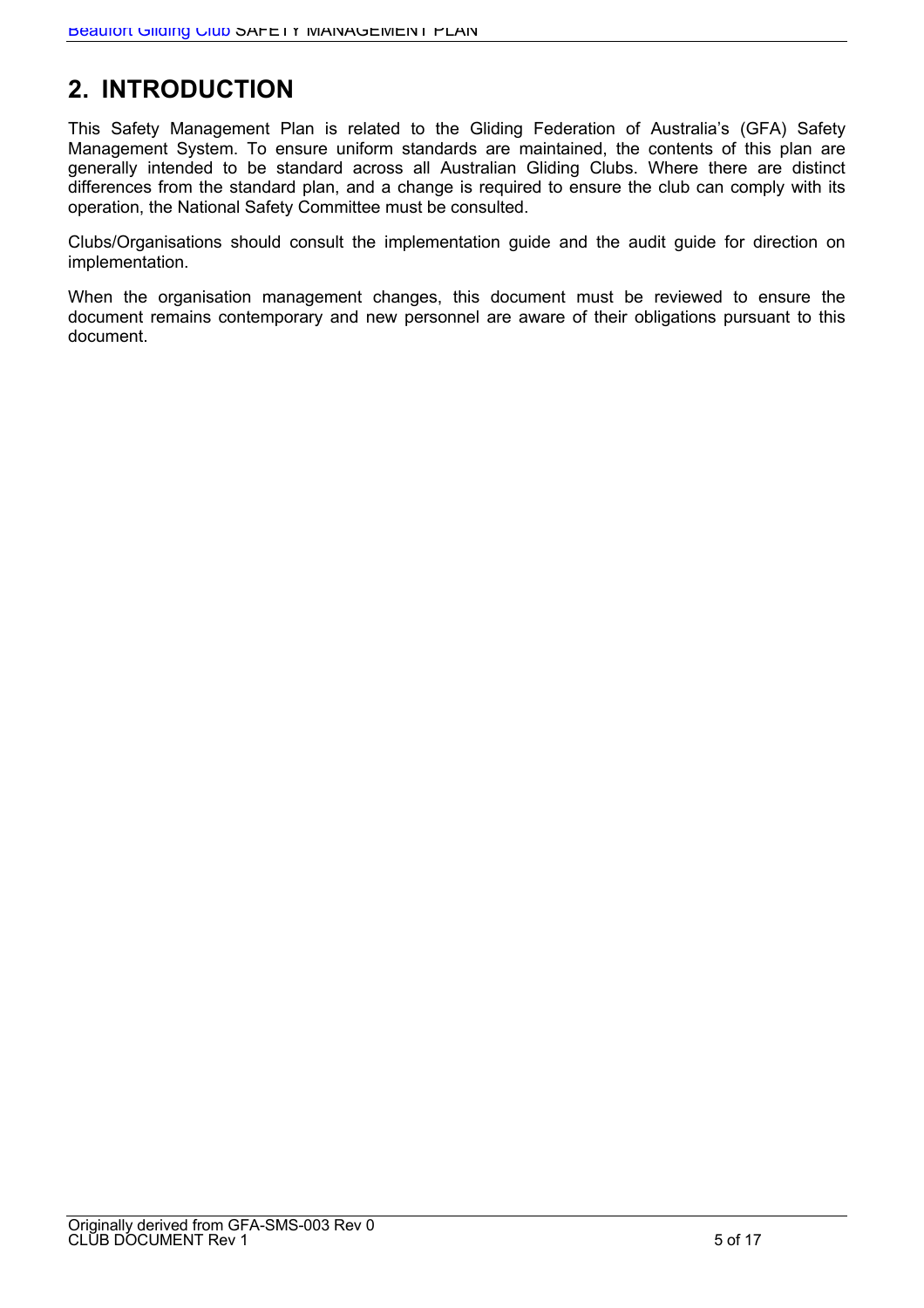# 2. INTRODUCTION

This Safety Management Plan is related to the Gliding Federation of Australia's (GFA) Safety Management System. To ensure uniform standards are maintained, the contents of this plan are generally intended to be standard across all Australian Gliding Clubs. Where there are distinct differences from the standard plan, and a change is required to ensure the club can comply with its operation, the National Safety Committee must be consulted.

Clubs/Organisations should consult the implementation guide and the audit guide for direction on implementation.

When the organisation management changes, this document must be reviewed to ensure the document remains contemporary and new personnel are aware of their obligations pursuant to this document.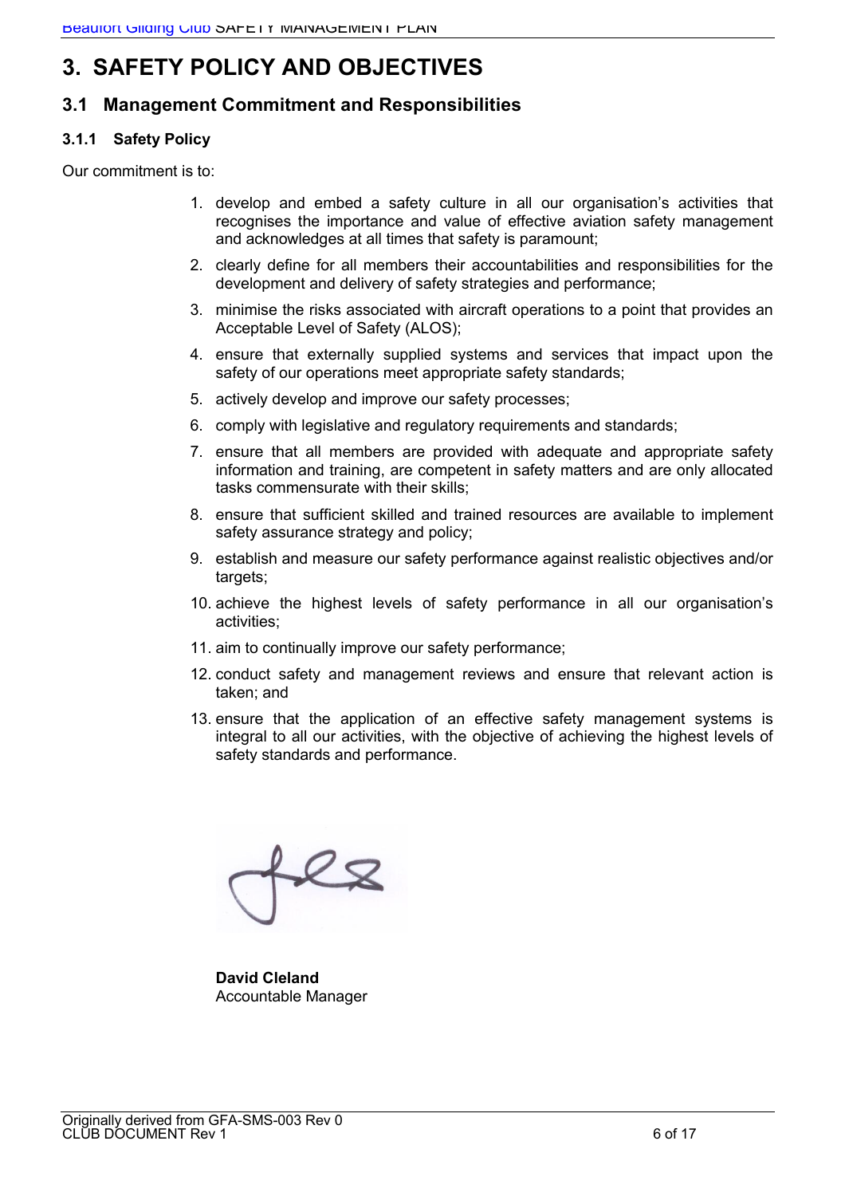# 3. SAFETY POLICY AND OBJECTIVES

## 3.1 Management Commitment and Responsibilities

### 3.1.1 Safety Policy

Our commitment is to:

1. develop and embed a safety culture in all our organisation's activities that recognises the importance and value of effective aviation safety management and acknowledges at all times that safety is paramount;
2. clearly define for all members their accountabilities and responsibilities for the development and delivery of safety strategies and performance;
3. minimise the risks associated with aircraft operations to a point that provides an Acceptable Level of Safety (ALOS);
4. ensure that externally supplied systems and services that impact upon the safety of our operations meet appropriate safety standards;
5. actively develop and improve our safety processes;
6. comply with legislative and regulatory requirements and standards;
7. ensure that all members are provided with adequate and appropriate safety information and training, are competent in safety matters and are only allocated tasks commensurate with their skills;
8. ensure that sufficient skilled and trained resources are available to implement safety assurance strategy and policy;
9. establish and measure our safety performance against realistic objectives and/or targets;
10. achieve the highest levels of safety performance in all our organisation's activities;
11. aim to continually improve our safety performance;
12. conduct safety and management reviews and ensure that relevant action is taken; and
13. ensure that the application of an effective safety management systems is integral to all our activities, with the objective of achieving the highest levels of safety standards and performance.

**David Cleland**
Accountable Manager

Originally derived from GFA-SMS-003 Rev 0
CLUB DOCUMENT Rev 1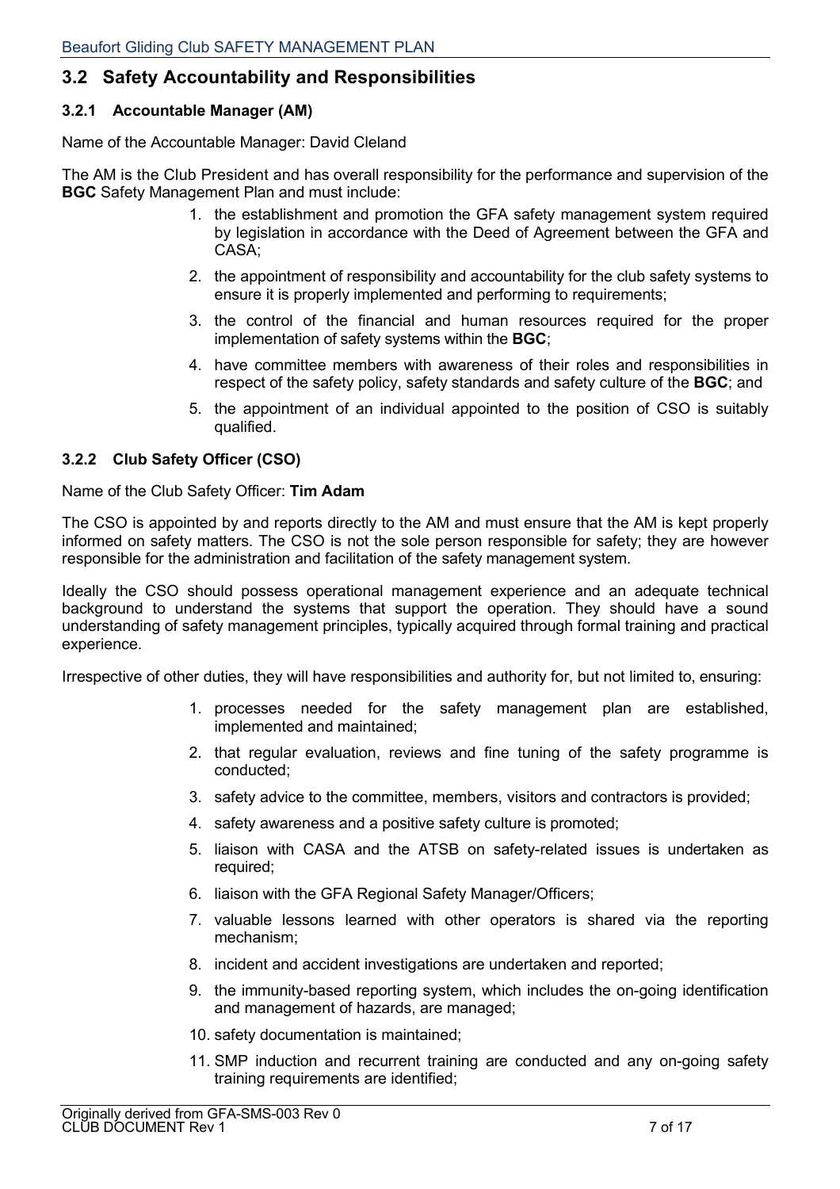## 3.2 Safety Accountability and Responsibilities

### 3.2.1 Accountable Manager (AM)

Name of the Accountable Manager: David Cleland

The AM is the Club President and has overall responsibility for the performance and supervision of the **BGC** Safety Management Plan and must include:

1. the establishment and promotion the GFA safety management system required by legislation in accordance with the Deed of Agreement between the GFA and CASA;
2. the appointment of responsibility and accountability for the club safety systems to ensure it is properly implemented and performing to requirements;
3. the control of the financial and human resources required for the proper implementation of safety systems within the **BGC**;
4. have committee members with awareness of their roles and responsibilities in respect of the safety policy, safety standards and safety culture of the **BGC**; and
5. the appointment of an individual appointed to the position of CSO is suitably qualified.

### 3.2.2 Club Safety Officer (CSO)

Name of the Club Safety Officer: **Tim Adam**

The CSO is appointed by and reports directly to the AM and must ensure that the AM is kept properly informed on safety matters. The CSO is not the sole person responsible for safety; they are however responsible for the administration and facilitation of the safety management system.

Ideally the CSO should possess operational management experience and an adequate technical background to understand the systems that support the operation. They should have a sound understanding of safety management principles, typically acquired through formal training and practical experience.

Irrespective of other duties, they will have responsibilities and authority for, but not limited to, ensuring:

1. processes needed for the safety management plan are established, implemented and maintained;
2. that regular evaluation, reviews and fine tuning of the safety programme is conducted;
3. safety advice to the committee, members, visitors and contractors is provided;
4. safety awareness and a positive safety culture is promoted;
5. liaison with CASA and the ATSB on safety-related issues is undertaken as required;
6. liaison with the GFA Regional Safety Manager/Officers;
7. valuable lessons learned with other operators is shared via the reporting mechanism;
8. incident and accident investigations are undertaken and reported;
9. the immunity-based reporting system, which includes the on-going identification and management of hazards, are managed;
10. safety documentation is maintained;
11. SMP induction and recurrent training are conducted and any on-going safety training requirements are identified;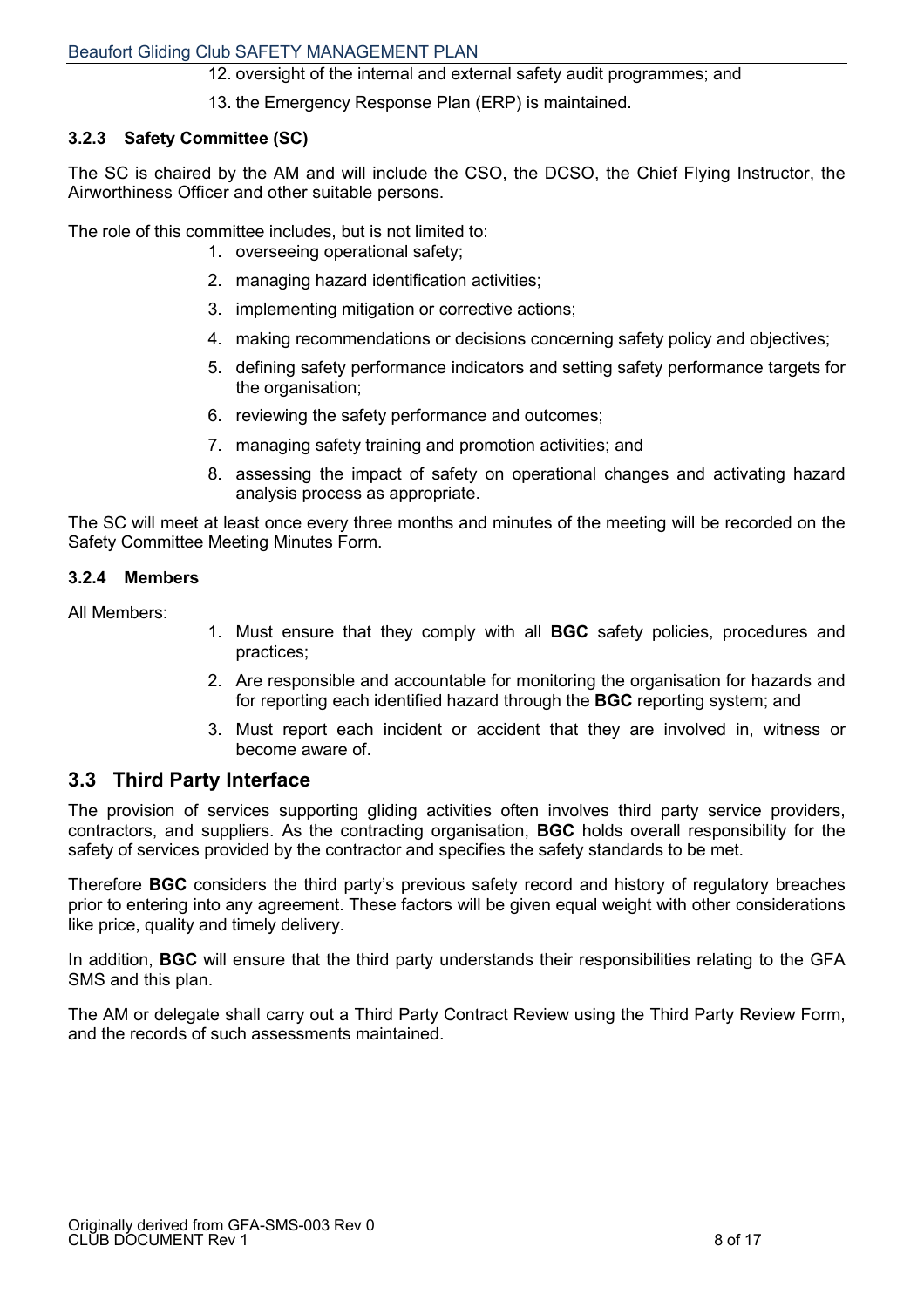12. oversight of the internal and external safety audit programmes; and
13. the Emergency Response Plan (ERP) is maintained.

### 3.2.3 Safety Committee (SC)

The SC is chaired by the AM and will include the CSO, the DCSO, the Chief Flying Instructor, the Airworthiness Officer and other suitable persons.

The role of this committee includes, but is not limited to:

1. overseeing operational safety;
2. managing hazard identification activities;
3. implementing mitigation or corrective actions;
4. making recommendations or decisions concerning safety policy and objectives;
5. defining safety performance indicators and setting safety performance targets for the organisation;
6. reviewing the safety performance and outcomes;
7. managing safety training and promotion activities; and
8. assessing the impact of safety on operational changes and activating hazard analysis process as appropriate.

The SC will meet at least once every three months and minutes of the meeting will be recorded on the Safety Committee Meeting Minutes Form.

### 3.2.4 Members

All Members:

1. Must ensure that they comply with all **BGC** safety policies, procedures and practices;
2. Are responsible and accountable for monitoring the organisation for hazards and for reporting each identified hazard through the **BGC** reporting system; and
3. Must report each incident or accident that they are involved in, witness or become aware of.

## 3.3 Third Party Interface

The provision of services supporting gliding activities often involves third party service providers, contractors, and suppliers. As the contracting organisation, **BGC** holds overall responsibility for the safety of services provided by the contractor and specifies the safety standards to be met.

Therefore **BGC** considers the third party's previous safety record and history of regulatory breaches prior to entering into any agreement. These factors will be given equal weight with other considerations like price, quality and timely delivery.

In addition, **BGC** will ensure that the third party understands their responsibilities relating to the GFA SMS and this plan.

The AM or delegate shall carry out a Third Party Contract Review using the Third Party Review Form, and the records of such assessments maintained.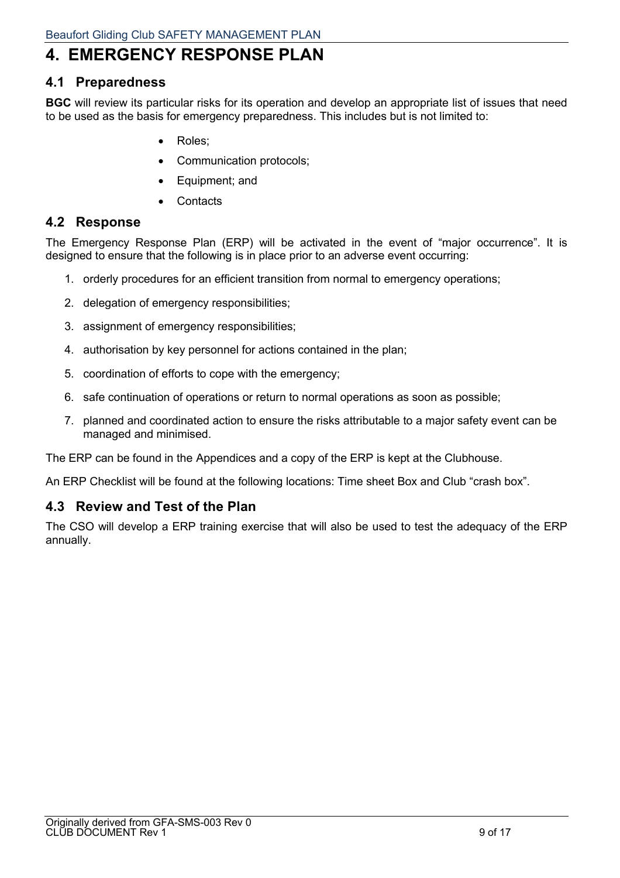# 4. EMERGENCY RESPONSE PLAN

## 4.1 Preparedness

**BGC** will review its particular risks for its operation and develop an appropriate list of issues that need to be used as the basis for emergency preparedness. This includes but is not limited to:

- Roles;
- Communication protocols;
- Equipment; and
- Contacts

## 4.2 Response

The Emergency Response Plan (ERP) will be activated in the event of "major occurrence". It is designed to ensure that the following is in place prior to an adverse event occurring:

1. orderly procedures for an efficient transition from normal to emergency operations;
2. delegation of emergency responsibilities;
3. assignment of emergency responsibilities;
4. authorisation by key personnel for actions contained in the plan;
5. coordination of efforts to cope with the emergency;
6. safe continuation of operations or return to normal operations as soon as possible;
7. planned and coordinated action to ensure the risks attributable to a major safety event can be managed and minimised.

The ERP can be found in the Appendices and a copy of the ERP is kept at the Clubhouse.

An ERP Checklist will be found at the following locations: Time sheet Box and Club "crash box".

## 4.3 Review and Test of the Plan

The CSO will develop a ERP training exercise that will also be used to test the adequacy of the ERP annually.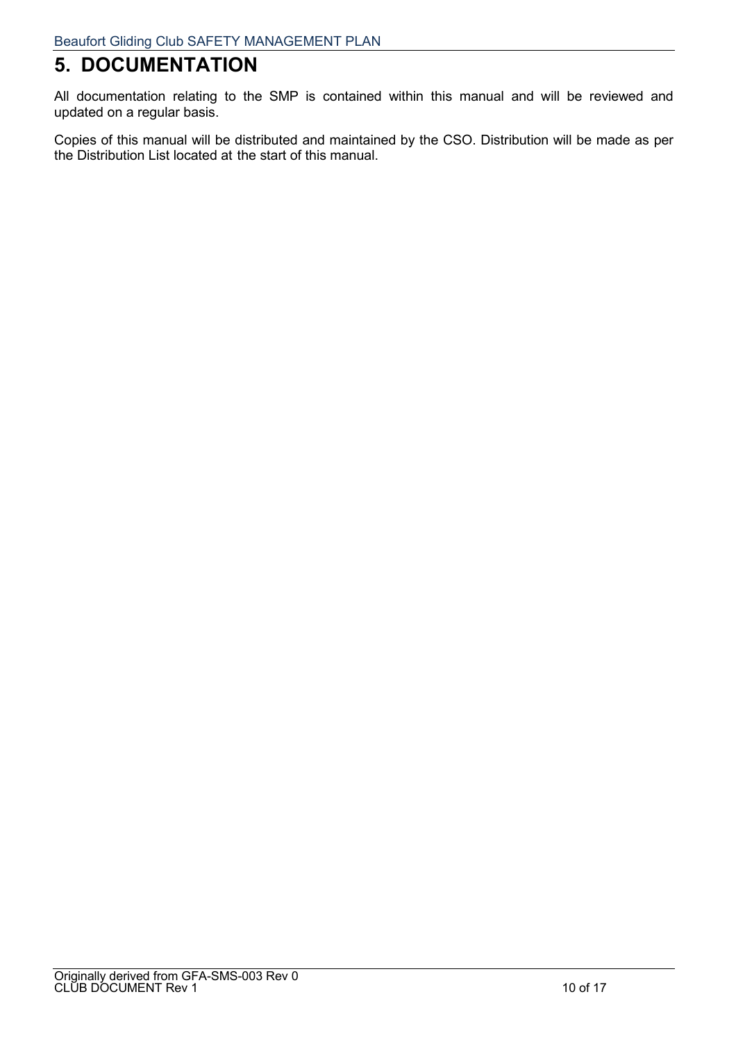# 5. DOCUMENTATION

All documentation relating to the SMP is contained within this manual and will be reviewed and updated on a regular basis.

Copies of this manual will be distributed and maintained by the CSO. Distribution will be made as per the Distribution List located at the start of this manual.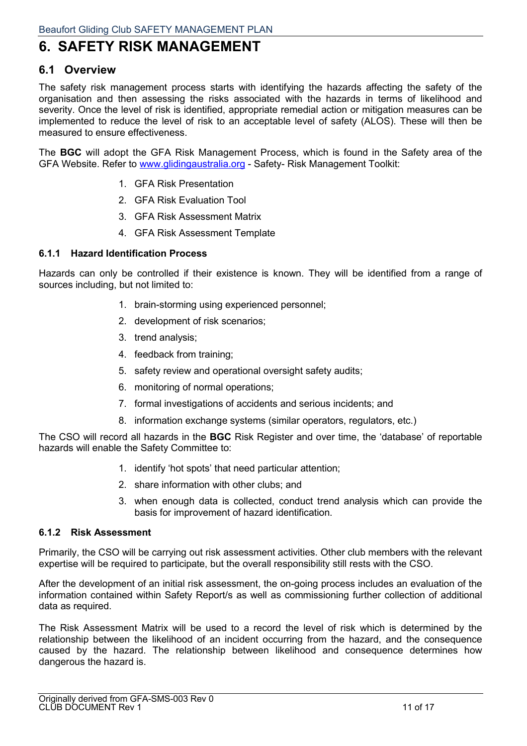# 6. SAFETY RISK MANAGEMENT

## 6.1 Overview

The safety risk management process starts with identifying the hazards affecting the safety of the organisation and then assessing the risks associated with the hazards in terms of likelihood and severity. Once the level of risk is identified, appropriate remedial action or mitigation measures can be implemented to reduce the level of risk to an acceptable level of safety (ALOS). These will then be measured to ensure effectiveness.

The **BGC** will adopt the GFA Risk Management Process, which is found in the Safety area of the GFA Website. Refer to [www.glidingaustralia.org](http://www.glidingaustralia.org) - Safety- Risk Management Toolkit:

1. GFA Risk Presentation
2. GFA Risk Evaluation Tool
3. GFA Risk Assessment Matrix
4. GFA Risk Assessment Template

### 6.1.1 Hazard Identification Process

Hazards can only be controlled if their existence is known. They will be identified from a range of sources including, but not limited to:

1. brain-storming using experienced personnel;
2. development of risk scenarios;
3. trend analysis;
4. feedback from training;
5. safety review and operational oversight safety audits;
6. monitoring of normal operations;
7. formal investigations of accidents and serious incidents; and
8. information exchange systems (similar operators, regulators, etc.)

The CSO will record all hazards in the **BGC** Risk Register and over time, the 'database' of reportable hazards will enable the Safety Committee to:

1. identify 'hot spots' that need particular attention;
2. share information with other clubs; and
3. when enough data is collected, conduct trend analysis which can provide the basis for improvement of hazard identification.

### 6.1.2 Risk Assessment

Primarily, the CSO will be carrying out risk assessment activities. Other club members with the relevant expertise will be required to participate, but the overall responsibility still rests with the CSO.

After the development of an initial risk assessment, the on-going process includes an evaluation of the information contained within Safety Report/s as well as commissioning further collection of additional data as required.

The Risk Assessment Matrix will be used to a record the level of risk which is determined by the relationship between the likelihood of an incident occurring from the hazard, and the consequence caused by the hazard. The relationship between likelihood and consequence determines how dangerous the hazard is.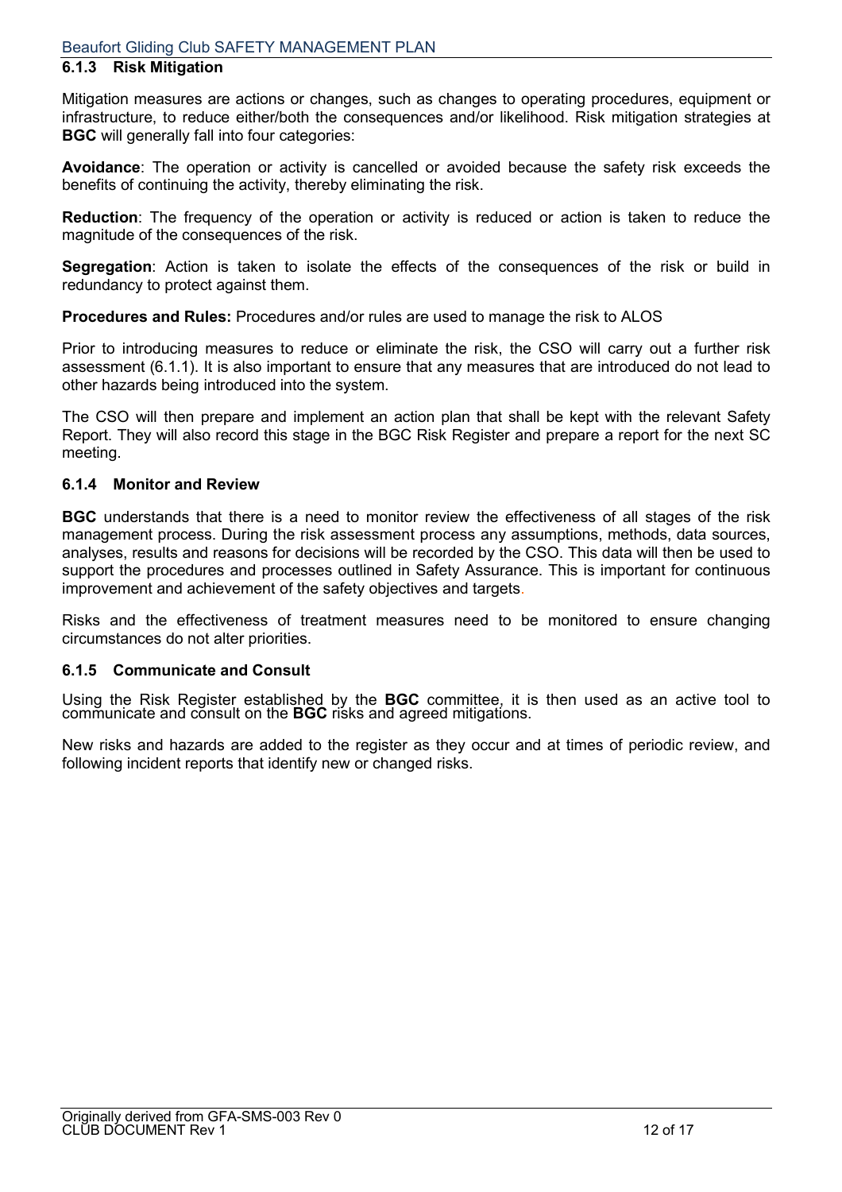### 6.1.3 Risk Mitigation

Mitigation measures are actions or changes, such as changes to operating procedures, equipment or infrastructure, to reduce either/both the consequences and/or likelihood. Risk mitigation strategies at **BGC** will generally fall into four categories:

**Avoidance**: The operation or activity is cancelled or avoided because the safety risk exceeds the benefits of continuing the activity, thereby eliminating the risk.

**Reduction**: The frequency of the operation or activity is reduced or action is taken to reduce the magnitude of the consequences of the risk.

**Segregation**: Action is taken to isolate the effects of the consequences of the risk or build in redundancy to protect against them.

**Procedures and Rules:** Procedures and/or rules are used to manage the risk to ALOS

Prior to introducing measures to reduce or eliminate the risk, the CSO will carry out a further risk assessment (6.1.1). It is also important to ensure that any measures that are introduced do not lead to other hazards being introduced into the system.

The CSO will then prepare and implement an action plan that shall be kept with the relevant Safety Report. They will also record this stage in the BGC Risk Register and prepare a report for the next SC meeting.

### 6.1.4 Monitor and Review

**BGC** understands that there is a need to monitor review the effectiveness of all stages of the risk management process. During the risk assessment process any assumptions, methods, data sources, analyses, results and reasons for decisions will be recorded by the CSO. This data will then be used to support the procedures and processes outlined in Safety Assurance. This is important for continuous improvement and achievement of the safety objectives and targets.

Risks and the effectiveness of treatment measures need to be monitored to ensure changing circumstances do not alter priorities.

### 6.1.5 Communicate and Consult

Using the Risk Register established by the **BGC** committee, it is then used as an active tool to communicate and consult on the **BGC** risks and agreed mitigations.

New risks and hazards are added to the register as they occur and at times of periodic review, and following incident reports that identify new or changed risks.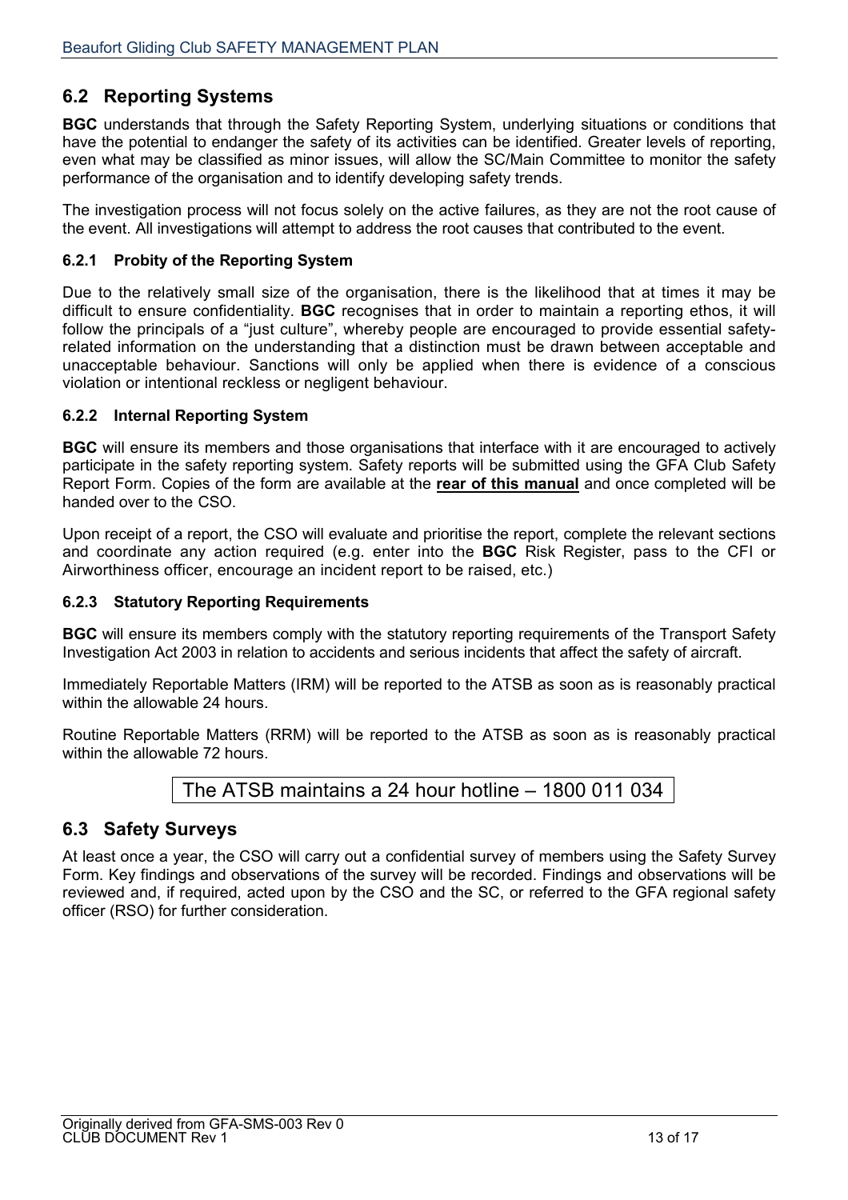## 6.2 Reporting Systems

**BGC** understands that through the Safety Reporting System, underlying situations or conditions that have the potential to endanger the safety of its activities can be identified. Greater levels of reporting, even what may be classified as minor issues, will allow the SC/Main Committee to monitor the safety performance of the organisation and to identify developing safety trends.

The investigation process will not focus solely on the active failures, as they are not the root cause of the event. All investigations will attempt to address the root causes that contributed to the event.

### 6.2.1 Probity of the Reporting System

Due to the relatively small size of the organisation, there is the likelihood that at times it may be difficult to ensure confidentiality. **BGC** recognises that in order to maintain a reporting ethos, it will follow the principals of a "just culture", whereby people are encouraged to provide essential safety-related information on the understanding that a distinction must be drawn between acceptable and unacceptable behaviour. Sanctions will only be applied when there is evidence of a conscious violation or intentional reckless or negligent behaviour.

### 6.2.2 Internal Reporting System

**BGC** will ensure its members and those organisations that interface with it are encouraged to actively participate in the safety reporting system. Safety reports will be submitted using the GFA Club Safety Report Form. Copies of the form are available at the **rear of this manual** and once completed will be handed over to the CSO.

Upon receipt of a report, the CSO will evaluate and prioritise the report, complete the relevant sections and coordinate any action required (e.g. enter into the **BGC** Risk Register, pass to the CFI or Airworthiness officer, encourage an incident report to be raised, etc.)

### 6.2.3 Statutory Reporting Requirements

**BGC** will ensure its members comply with the statutory reporting requirements of the Transport Safety Investigation Act 2003 in relation to accidents and serious incidents that affect the safety of aircraft.

Immediately Reportable Matters (IRM) will be reported to the ATSB as soon as is reasonably practical within the allowable 24 hours.

Routine Reportable Matters (RRM) will be reported to the ATSB as soon as is reasonably practical within the allowable 72 hours.

The ATSB maintains a 24 hour hotline – 1800 011 034

## 6.3 Safety Surveys

At least once a year, the CSO will carry out a confidential survey of members using the Safety Survey Form. Key findings and observations of the survey will be recorded. Findings and observations will be reviewed and, if required, acted upon by the CSO and the SC, or referred to the GFA regional safety officer (RSO) for further consideration.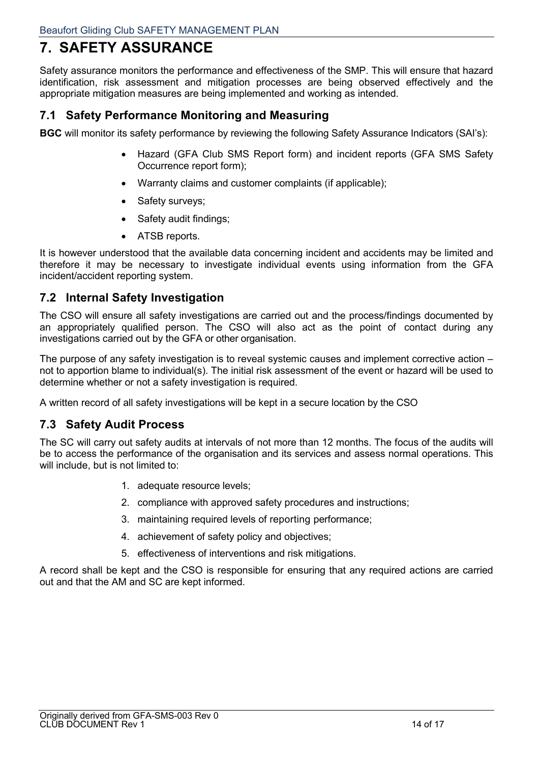# 7. SAFETY ASSURANCE

Safety assurance monitors the performance and effectiveness of the SMP. This will ensure that hazard identification, risk assessment and mitigation processes are being observed effectively and the appropriate mitigation measures are being implemented and working as intended.

## 7.1 Safety Performance Monitoring and Measuring

**BGC** will monitor its safety performance by reviewing the following Safety Assurance Indicators (SAI's):

- Hazard (GFA Club SMS Report form) and incident reports (GFA SMS Safety Occurrence report form);
- Warranty claims and customer complaints (if applicable);
- Safety surveys;
- Safety audit findings;
- ATSB reports.

It is however understood that the available data concerning incident and accidents may be limited and therefore it may be necessary to investigate individual events using information from the GFA incident/accident reporting system.

## 7.2 Internal Safety Investigation

The CSO will ensure all safety investigations are carried out and the process/findings documented by an appropriately qualified person. The CSO will also act as the point of contact during any investigations carried out by the GFA or other organisation.

The purpose of any safety investigation is to reveal systemic causes and implement corrective action – not to apportion blame to individual(s). The initial risk assessment of the event or hazard will be used to determine whether or not a safety investigation is required.

A written record of all safety investigations will be kept in a secure location by the CSO

## 7.3 Safety Audit Process

The SC will carry out safety audits at intervals of not more than 12 months. The focus of the audits will be to access the performance of the organisation and its services and assess normal operations. This will include, but is not limited to:

1. adequate resource levels;
2. compliance with approved safety procedures and instructions;
3. maintaining required levels of reporting performance;
4. achievement of safety policy and objectives;
5. effectiveness of interventions and risk mitigations.

A record shall be kept and the CSO is responsible for ensuring that any required actions are carried out and that the AM and SC are kept informed.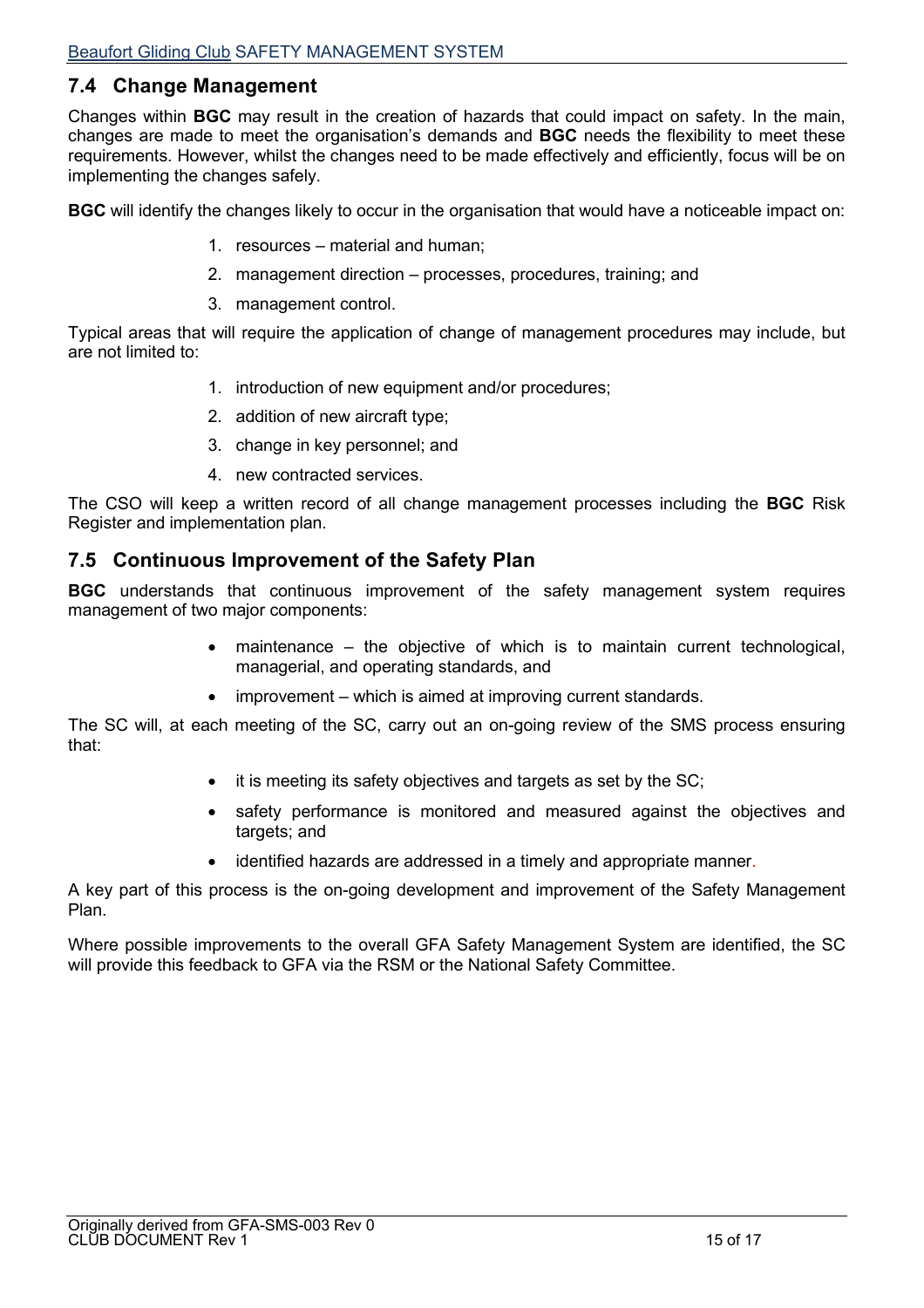## 7.4 Change Management

Changes within **BGC** may result in the creation of hazards that could impact on safety. In the main, changes are made to meet the organisation's demands and **BGC** needs the flexibility to meet these requirements. However, whilst the changes need to be made effectively and efficiently, focus will be on implementing the changes safely.

**BGC** will identify the changes likely to occur in the organisation that would have a noticeable impact on:

1. resources – material and human;
2. management direction – processes, procedures, training; and
3. management control.

Typical areas that will require the application of change of management procedures may include, but are not limited to:

1. introduction of new equipment and/or procedures;
2. addition of new aircraft type;
3. change in key personnel; and
4. new contracted services.

The CSO will keep a written record of all change management processes including the **BGC** Risk Register and implementation plan.

## 7.5 Continuous Improvement of the Safety Plan

**BGC** understands that continuous improvement of the safety management system requires management of two major components:

- maintenance – the objective of which is to maintain current technological, managerial, and operating standards, and
- improvement – which is aimed at improving current standards.

The SC will, at each meeting of the SC, carry out an on-going review of the SMS process ensuring that:

- it is meeting its safety objectives and targets as set by the SC;
- safety performance is monitored and measured against the objectives and targets; and
- identified hazards are addressed in a timely and appropriate manner.

A key part of this process is the on-going development and improvement of the Safety Management Plan.

Where possible improvements to the overall GFA Safety Management System are identified, the SC will provide this feedback to GFA via the RSM or the National Safety Committee.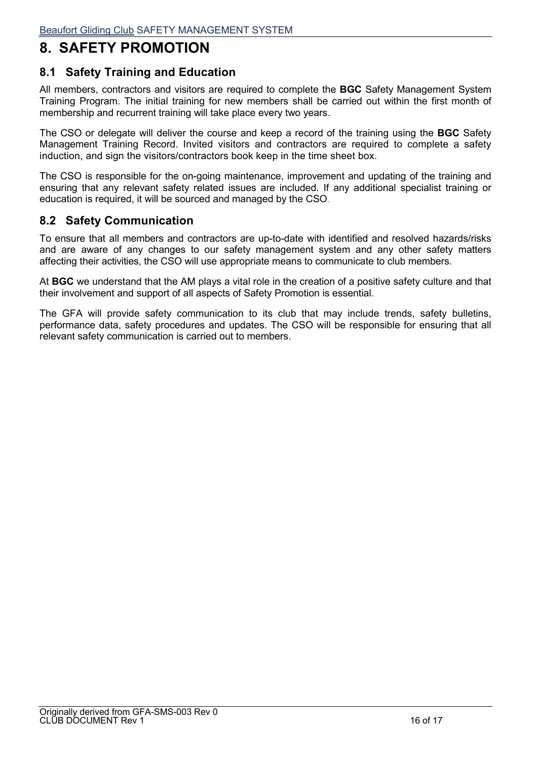# 8. SAFETY PROMOTION

## 8.1 Safety Training and Education

All members, contractors and visitors are required to complete the **BGC** Safety Management System Training Program. The initial training for new members shall be carried out within the first month of membership and recurrent training will take place every two years.

The CSO or delegate will deliver the course and keep a record of the training using the **BGC** Safety Management Training Record. Invited visitors and contractors are required to complete a safety induction, and sign the visitors/contractors book keep in the time sheet box.

The CSO is responsible for the on-going maintenance, improvement and updating of the training and ensuring that any relevant safety related issues are included. If any additional specialist training or education is required, it will be sourced and managed by the CSO.

## 8.2 Safety Communication

To ensure that all members and contractors are up-to-date with identified and resolved hazards/risks and are aware of any changes to our safety management system and any other safety matters affecting their activities, the CSO will use appropriate means to communicate to club members.

At **BGC** we understand that the AM plays a vital role in the creation of a positive safety culture and that their involvement and support of all aspects of Safety Promotion is essential.

The GFA will provide safety communication to its club that may include trends, safety bulletins, performance data, safety procedures and updates. The CSO will be responsible for ensuring that all relevant safety communication is carried out to members.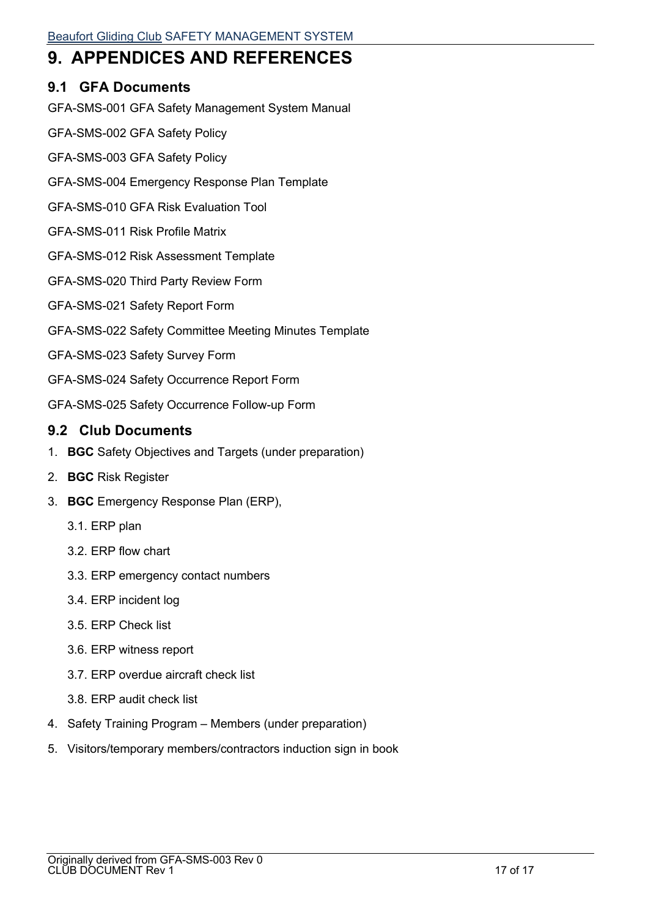# 9. APPENDICES AND REFERENCES

## 9.1 GFA Documents

GFA-SMS-001 GFA Safety Management System Manual

GFA-SMS-002 GFA Safety Policy

GFA-SMS-003 GFA Safety Policy

GFA-SMS-004 Emergency Response Plan Template

GFA-SMS-010 GFA Risk Evaluation Tool

GFA-SMS-011 Risk Profile Matrix

GFA-SMS-012 Risk Assessment Template

GFA-SMS-020 Third Party Review Form

GFA-SMS-021 Safety Report Form

GFA-SMS-022 Safety Committee Meeting Minutes Template

GFA-SMS-023 Safety Survey Form

GFA-SMS-024 Safety Occurrence Report Form

GFA-SMS-025 Safety Occurrence Follow-up Form

## 9.2 Club Documents

1. **BGC** Safety Objectives and Targets (under preparation)
2. **BGC** Risk Register
3. **BGC** Emergency Response Plan (ERP),
   - 3.1. ERP plan
   - 3.2. ERP flow chart
   - 3.3. ERP emergency contact numbers
   - 3.4. ERP incident log
   - 3.5. ERP Check list
   - 3.6. ERP witness report
   - 3.7. ERP overdue aircraft check list
   - 3.8. ERP audit check list
4. Safety Training Program – Members (under preparation)
5. Visitors/temporary members/contractors induction sign in book